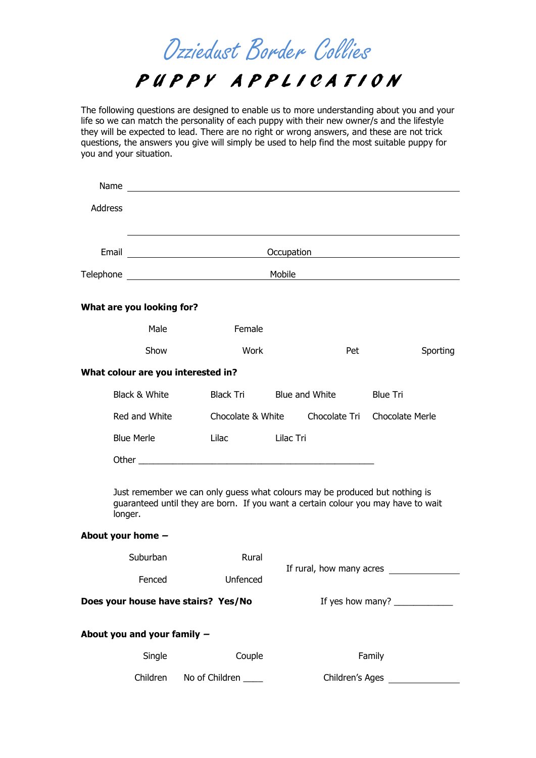# Ozziedust Border Collies

## PUPPY APPLICATION

The following questions are designed to enable us to more understanding about you and your life so we can match the personality of each puppy with their new owner/s and the lifestyle they will be expected to lead. There are no right or wrong answers, and these are not trick questions, the answers you give will simply be used to help find the most suitable puppy for you and your situation.

Name ______________________________________________

Address

______________________________________________

Email ____________________ Occupation ____________________

Telephone ____________________ Mobile ____________________

**What are you looking for?**

Male Female

Show Work Pet Sporting

**What colour are you interested in?**

Black & White Black Tri Blue and White Blue Tri

Red and White Chocolate & White Chocolate Tri Chocolate Merle

Blue Merle Lilac Lilac Tri

Other ______________________________________________

Just remember we can only guess what colours may be produced but nothing is guaranteed until they are born. If you want a certain colour you may have to wait longer.

**About your home –**

Suburban Rural

Fenced Unfenced

If rural, how many acres ____________

**Does your house have stairs? Yes/No** If yes how many? ____________

**About you and your family –**

Single Couple Family

Children No of Children ____ Children's Ages ____________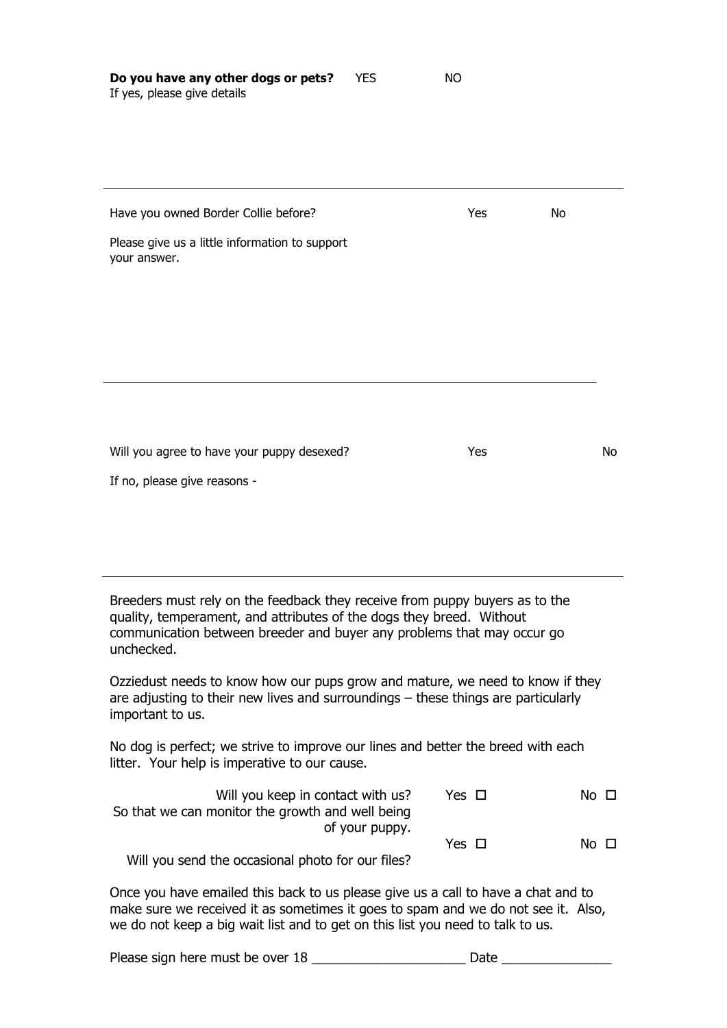**Do you have any other dogs or pets?** YES NO
If yes, please give details

---

Have you owned Border Collie before? Yes No

Please give us a little information to support your answer.

---

Will you agree to have your puppy desexed? Yes No

If no, please give reasons -

---

Breeders must rely on the feedback they receive from puppy buyers as to the quality, temperament, and attributes of the dogs they breed. Without communication between breeder and buyer any problems that may occur go unchecked.

Ozziedust needs to know how our pups grow and mature, we need to know if they are adjusting to their new lives and surroundings – these things are particularly important to us.

No dog is perfect; we strive to improve our lines and better the breed with each litter. Your help is imperative to our cause.

| | | |
|---|---|---|
| Will you keep in contact with us? So that we can monitor the growth and well being of your puppy. | Yes ☐ | No ☐ |
| Will you send the occasional photo for our files? | Yes ☐ | No ☐ |

Once you have emailed this back to us please give us a call to have a chat and to make sure we received it as sometimes it goes to spam and we do not see it. Also, we do not keep a big wait list and to get on this list you need to talk to us.

Please sign here must be over 18 _____________________ Date _______________